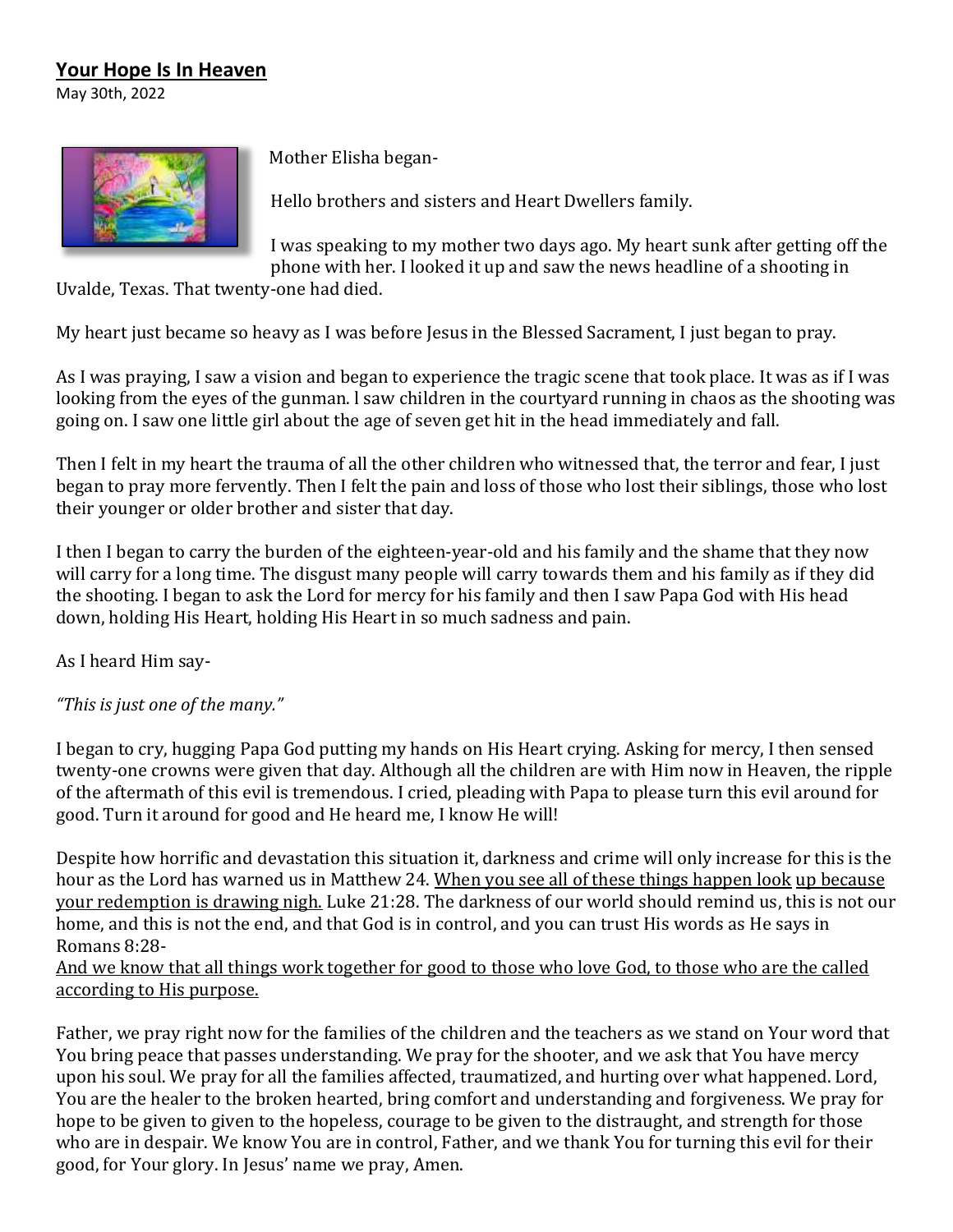**<u>Your Hope Is In Heaven</u>**

May 30th, 2022

Mother Elisha began-

Hello brothers and sisters and Heart Dwellers family.

I was speaking to my mother two days ago. My heart sunk after getting off the phone with her. I looked it up and saw the news headline of a shooting in Uvalde, Texas. That twenty-one had died.

My heart just became so heavy as I was before Jesus in the Blessed Sacrament, I just began to pray.

As I was praying, I saw a vision and began to experience the tragic scene that took place. It was as if I was looking from the eyes of the gunman. I saw children in the courtyard running in chaos as the shooting was going on. I saw one little girl about the age of seven get hit in the head immediately and fall.

Then I felt in my heart the trauma of all the other children who witnessed that, the terror and fear, I just began to pray more fervently. Then I felt the pain and loss of those who lost their siblings, those who lost their younger or older brother and sister that day.

I then I began to carry the burden of the eighteen-year-old and his family and the shame that they now will carry for a long time. The disgust many people will carry towards them and his family as if they did the shooting. I began to ask the Lord for mercy for his family and then I saw Papa God with His head down, holding His Heart, holding His Heart in so much sadness and pain.

As I heard Him say-

*"This is just one of the many."*

I began to cry, hugging Papa God putting my hands on His Heart crying. Asking for mercy, I then sensed twenty-one crowns were given that day. Although all the children are with Him now in Heaven, the ripple of the aftermath of this evil is tremendous. I cried, pleading with Papa to please turn this evil around for good. Turn it around for good and He heard me, I know He will!

Despite how horrific and devastation this situation it, darkness and crime will only increase for this is the hour as the Lord has warned us in Matthew 24. <u>When you see all of these things happen look up because your redemption is drawing nigh.</u> Luke 21:28. The darkness of our world should remind us, this is not our home, and this is not the end, and that God is in control, and you can trust His words as He says in Romans 8:28-

<u>And we know that all things work together for good to those who love God, to those who are the called according to His purpose.</u>

Father, we pray right now for the families of the children and the teachers as we stand on Your word that You bring peace that passes understanding. We pray for the shooter, and we ask that You have mercy upon his soul. We pray for all the families affected, traumatized, and hurting over what happened. Lord, You are the healer to the broken hearted, bring comfort and understanding and forgiveness. We pray for hope to be given to given to the hopeless, courage to be given to the distraught, and strength for those who are in despair. We know You are in control, Father, and we thank You for turning this evil for their good, for Your glory. In Jesus' name we pray, Amen.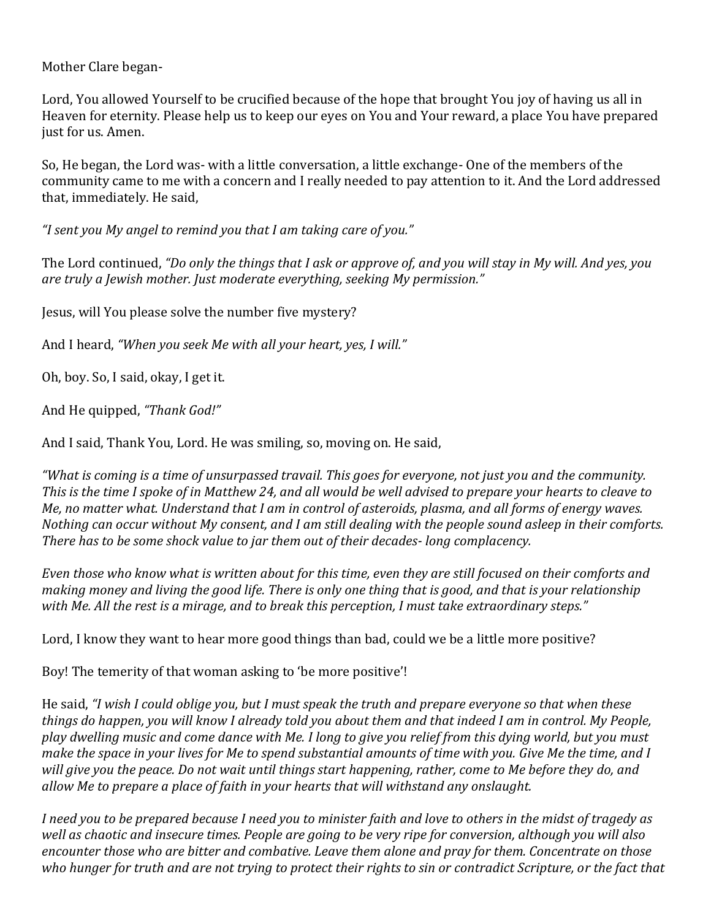Mother Clare began-

Lord, You allowed Yourself to be crucified because of the hope that brought You joy of having us all in Heaven for eternity. Please help us to keep our eyes on You and Your reward, a place You have prepared just for us. Amen.

So, He began, the Lord was- with a little conversation, a little exchange- One of the members of the community came to me with a concern and I really needed to pay attention to it. And the Lord addressed that, immediately. He said,

*"I sent you My angel to remind you that I am taking care of you."*

The Lord continued, *"Do only the things that I ask or approve of, and you will stay in My will. And yes, you are truly a Jewish mother. Just moderate everything, seeking My permission."*

Jesus, will You please solve the number five mystery?

And I heard, *"When you seek Me with all your heart, yes, I will."*

Oh, boy. So, I said, okay, I get it.

And He quipped, *"Thank God!"*

And I said, Thank You, Lord. He was smiling, so, moving on. He said,

*"What is coming is a time of unsurpassed travail. This goes for everyone, not just you and the community. This is the time I spoke of in Matthew 24, and all would be well advised to prepare your hearts to cleave to Me, no matter what. Understand that I am in control of asteroids, plasma, and all forms of energy waves. Nothing can occur without My consent, and I am still dealing with the people sound asleep in their comforts. There has to be some shock value to jar them out of their decades- long complacency.*

*Even those who know what is written about for this time, even they are still focused on their comforts and making money and living the good life. There is only one thing that is good, and that is your relationship with Me. All the rest is a mirage, and to break this perception, I must take extraordinary steps."*

Lord, I know they want to hear more good things than bad, could we be a little more positive?

Boy! The temerity of that woman asking to 'be more positive'!

He said, *"I wish I could oblige you, but I must speak the truth and prepare everyone so that when these things do happen, you will know I already told you about them and that indeed I am in control. My People, play dwelling music and come dance with Me. I long to give you relief from this dying world, but you must make the space in your lives for Me to spend substantial amounts of time with you. Give Me the time, and I will give you the peace. Do not wait until things start happening, rather, come to Me before they do, and allow Me to prepare a place of faith in your hearts that will withstand any onslaught.*

*I need you to be prepared because I need you to minister faith and love to others in the midst of tragedy as well as chaotic and insecure times. People are going to be very ripe for conversion, although you will also encounter those who are bitter and combative. Leave them alone and pray for them. Concentrate on those who hunger for truth and are not trying to protect their rights to sin or contradict Scripture, or the fact that*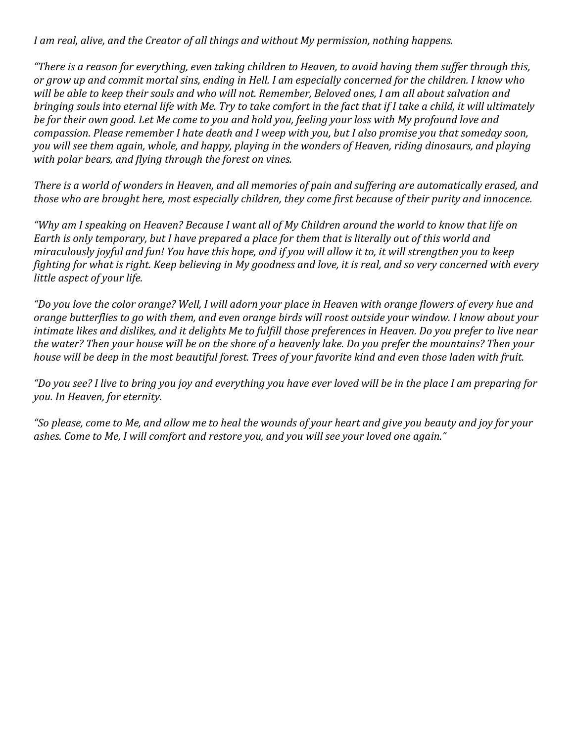*I am real, alive, and the Creator of all things and without My permission, nothing happens.*

*"There is a reason for everything, even taking children to Heaven, to avoid having them suffer through this, or grow up and commit mortal sins, ending in Hell. I am especially concerned for the children. I know who will be able to keep their souls and who will not. Remember, Beloved ones, I am all about salvation and bringing souls into eternal life with Me. Try to take comfort in the fact that if I take a child, it will ultimately be for their own good. Let Me come to you and hold you, feeling your loss with My profound love and compassion. Please remember I hate death and I weep with you, but I also promise you that someday soon, you will see them again, whole, and happy, playing in the wonders of Heaven, riding dinosaurs, and playing with polar bears, and flying through the forest on vines.*

*There is a world of wonders in Heaven, and all memories of pain and suffering are automatically erased, and those who are brought here, most especially children, they come first because of their purity and innocence.*

*"Why am I speaking on Heaven? Because I want all of My Children around the world to know that life on Earth is only temporary, but I have prepared a place for them that is literally out of this world and miraculously joyful and fun! You have this hope, and if you will allow it to, it will strengthen you to keep fighting for what is right. Keep believing in My goodness and love, it is real, and so very concerned with every little aspect of your life.*

*"Do you love the color orange? Well, I will adorn your place in Heaven with orange flowers of every hue and orange butterflies to go with them, and even orange birds will roost outside your window. I know about your intimate likes and dislikes, and it delights Me to fulfill those preferences in Heaven. Do you prefer to live near the water? Then your house will be on the shore of a heavenly lake. Do you prefer the mountains? Then your house will be deep in the most beautiful forest. Trees of your favorite kind and even those laden with fruit.*

*"Do you see? I live to bring you joy and everything you have ever loved will be in the place I am preparing for you. In Heaven, for eternity.*

*"So please, come to Me, and allow me to heal the wounds of your heart and give you beauty and joy for your ashes. Come to Me, I will comfort and restore you, and you will see your loved one again."*